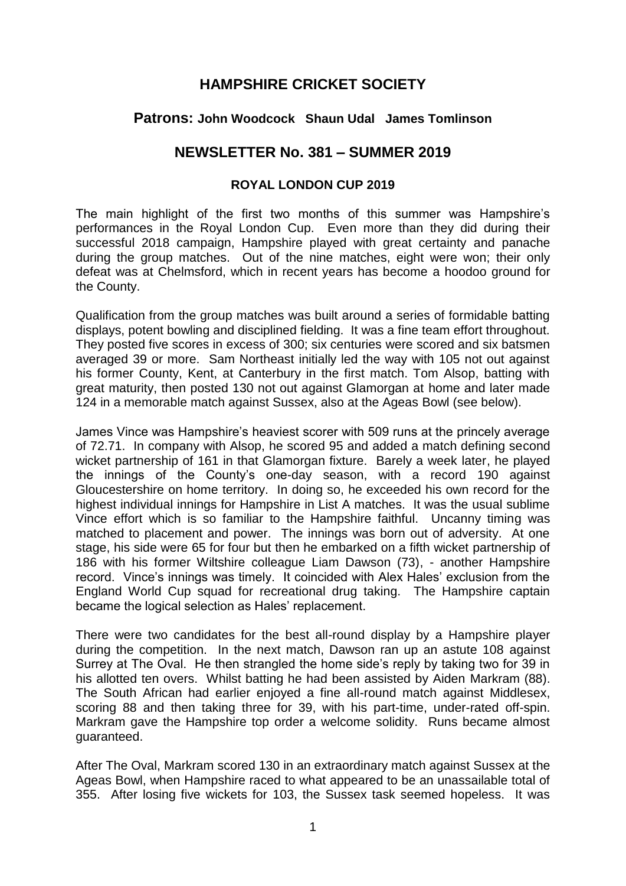# HAMPSHIRE CRICKET SOCIETY

## Patrons: John Woodcock Shaun Udal James Tomlinson

## NEWSLETTER No. 381 – SUMMER 2019

### ROYAL LONDON CUP 2019

The main highlight of the first two months of this summer was Hampshire's performances in the Royal London Cup. Even more than they did during their successful 2018 campaign, Hampshire played with great certainty and panache during the group matches. Out of the nine matches, eight were won; their only defeat was at Chelmsford, which in recent years has become a hoodoo ground for the County.

Qualification from the group matches was built around a series of formidable batting displays, potent bowling and disciplined fielding. It was a fine team effort throughout. They posted five scores in excess of 300; six centuries were scored and six batsmen averaged 39 or more. Sam Northeast initially led the way with 105 not out against his former County, Kent, at Canterbury in the first match. Tom Alsop, batting with great maturity, then posted 130 not out against Glamorgan at home and later made 124 in a memorable match against Sussex, also at the Ageas Bowl (see below).

James Vince was Hampshire's heaviest scorer with 509 runs at the princely average of 72.71. In company with Alsop, he scored 95 and added a match defining second wicket partnership of 161 in that Glamorgan fixture. Barely a week later, he played the innings of the County's one-day season, with a record 190 against Gloucestershire on home territory. In doing so, he exceeded his own record for the highest individual innings for Hampshire in List A matches. It was the usual sublime Vince effort which is so familiar to the Hampshire faithful. Uncanny timing was matched to placement and power. The innings was born out of adversity. At one stage, his side were 65 for four but then he embarked on a fifth wicket partnership of 186 with his former Wiltshire colleague Liam Dawson (73), - another Hampshire record. Vince's innings was timely. It coincided with Alex Hales' exclusion from the England World Cup squad for recreational drug taking. The Hampshire captain became the logical selection as Hales' replacement.

There were two candidates for the best all-round display by a Hampshire player during the competition. In the next match, Dawson ran up an astute 108 against Surrey at The Oval. He then strangled the home side's reply by taking two for 39 in his allotted ten overs. Whilst batting he had been assisted by Aiden Markram (88). The South African had earlier enjoyed a fine all-round match against Middlesex, scoring 88 and then taking three for 39, with his part-time, under-rated off-spin. Markram gave the Hampshire top order a welcome solidity. Runs became almost guaranteed.

After The Oval, Markram scored 130 in an extraordinary match against Sussex at the Ageas Bowl, when Hampshire raced to what appeared to be an unassailable total of 355. After losing five wickets for 103, the Sussex task seemed hopeless. It was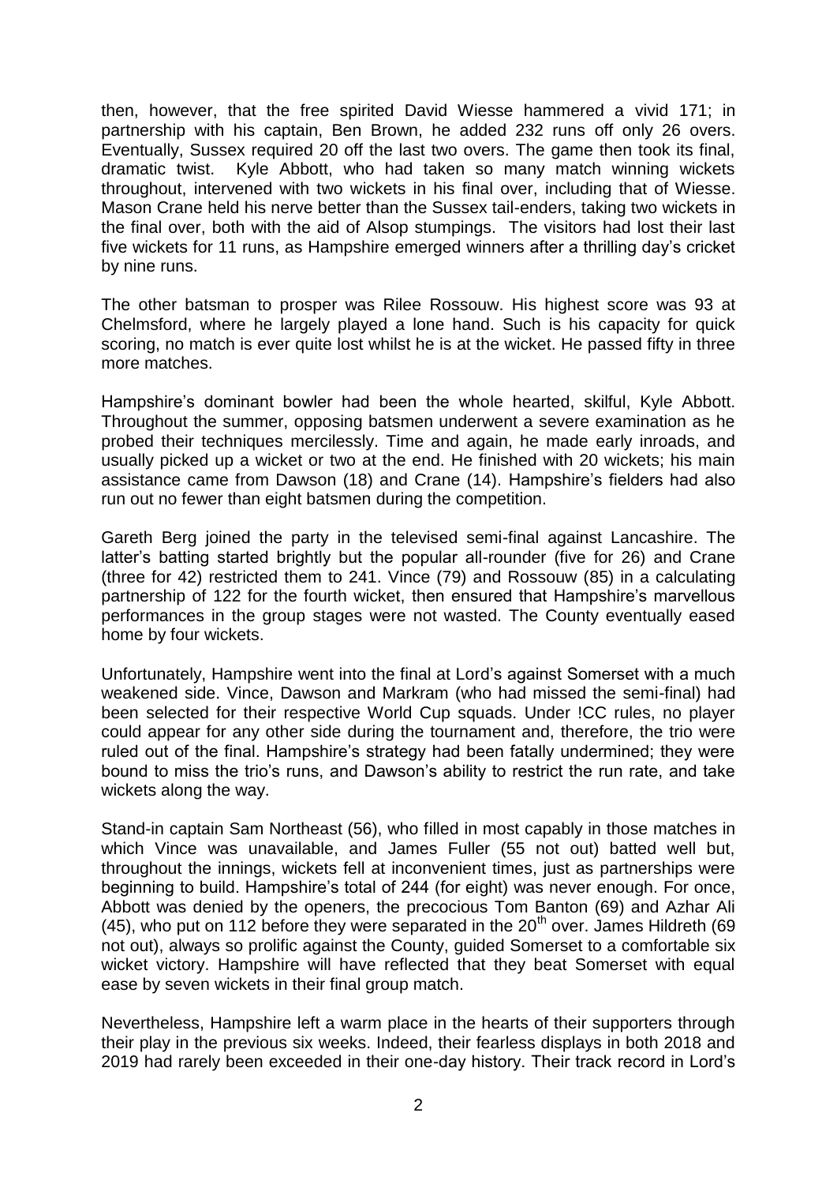then, however, that the free spirited David Wiesse hammered a vivid 171; in partnership with his captain, Ben Brown, he added 232 runs off only 26 overs. Eventually, Sussex required 20 off the last two overs. The game then took its final, dramatic twist. Kyle Abbott, who had taken so many match winning wickets throughout, intervened with two wickets in his final over, including that of Wiesse. Mason Crane held his nerve better than the Sussex tail-enders, taking two wickets in the final over, both with the aid of Alsop stumpings. The visitors had lost their last five wickets for 11 runs, as Hampshire emerged winners after a thrilling day's cricket by nine runs.

The other batsman to prosper was Rilee Rossouw. His highest score was 93 at Chelmsford, where he largely played a lone hand. Such is his capacity for quick scoring, no match is ever quite lost whilst he is at the wicket. He passed fifty in three more matches.

Hampshire's dominant bowler had been the whole hearted, skilful, Kyle Abbott. Throughout the summer, opposing batsmen underwent a severe examination as he probed their techniques mercilessly. Time and again, he made early inroads, and usually picked up a wicket or two at the end. He finished with 20 wickets; his main assistance came from Dawson (18) and Crane (14). Hampshire's fielders had also run out no fewer than eight batsmen during the competition.

Gareth Berg joined the party in the televised semi-final against Lancashire. The latter's batting started brightly but the popular all-rounder (five for 26) and Crane (three for 42) restricted them to 241. Vince (79) and Rossouw (85) in a calculating partnership of 122 for the fourth wicket, then ensured that Hampshire's marvellous performances in the group stages were not wasted. The County eventually eased home by four wickets.

Unfortunately, Hampshire went into the final at Lord's against Somerset with a much weakened side. Vince, Dawson and Markram (who had missed the semi-final) had been selected for their respective World Cup squads. Under !CC rules, no player could appear for any other side during the tournament and, therefore, the trio were ruled out of the final. Hampshire's strategy had been fatally undermined; they were bound to miss the trio's runs, and Dawson's ability to restrict the run rate, and take wickets along the way.

Stand-in captain Sam Northeast (56), who filled in most capably in those matches in which Vince was unavailable, and James Fuller (55 not out) batted well but, throughout the innings, wickets fell at inconvenient times, just as partnerships were beginning to build. Hampshire's total of 244 (for eight) was never enough. For once, Abbott was denied by the openers, the precocious Tom Banton (69) and Azhar Ali (45), who put on 112 before they were separated in the 20th over. James Hildreth (69 not out), always so prolific against the County, guided Somerset to a comfortable six wicket victory. Hampshire will have reflected that they beat Somerset with equal ease by seven wickets in their final group match.

Nevertheless, Hampshire left a warm place in the hearts of their supporters through their play in the previous six weeks. Indeed, their fearless displays in both 2018 and 2019 had rarely been exceeded in their one-day history. Their track record in Lord's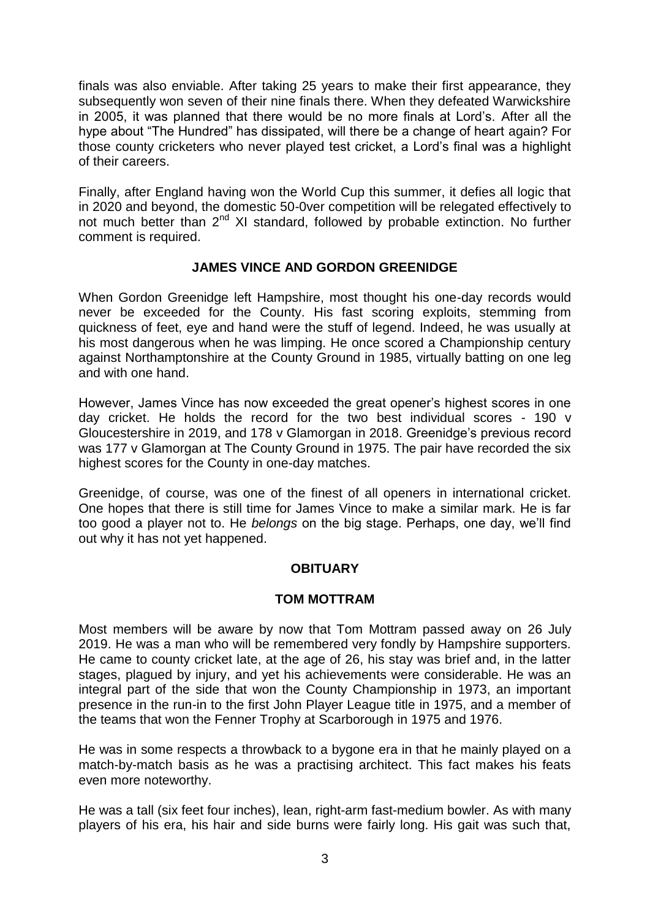finals was also enviable. After taking 25 years to make their first appearance, they subsequently won seven of their nine finals there. When they defeated Warwickshire in 2005, it was planned that there would be no more finals at Lord's. After all the hype about "The Hundred" has dissipated, will there be a change of heart again? For those county cricketers who never played test cricket, a Lord's final was a highlight of their careers.

Finally, after England having won the World Cup this summer, it defies all logic that in 2020 and beyond, the domestic 50-0ver competition will be relegated effectively to not much better than 2nd XI standard, followed by probable extinction. No further comment is required.

## JAMES VINCE AND GORDON GREENIDGE

When Gordon Greenidge left Hampshire, most thought his one-day records would never be exceeded for the County. His fast scoring exploits, stemming from quickness of feet, eye and hand were the stuff of legend. Indeed, he was usually at his most dangerous when he was limping. He once scored a Championship century against Northamptonshire at the County Ground in 1985, virtually batting on one leg and with one hand.

However, James Vince has now exceeded the great opener's highest scores in one day cricket. He holds the record for the two best individual scores - 190 v Gloucestershire in 2019, and 178 v Glamorgan in 2018. Greenidge's previous record was 177 v Glamorgan at The County Ground in 1975. The pair have recorded the six highest scores for the County in one-day matches.

Greenidge, of course, was one of the finest of all openers in international cricket. One hopes that there is still time for James Vince to make a similar mark. He is far too good a player not to. He *belongs* on the big stage. Perhaps, one day, we'll find out why it has not yet happened.

## OBITUARY

### TOM MOTTRAM

Most members will be aware by now that Tom Mottram passed away on 26 July 2019. He was a man who will be remembered very fondly by Hampshire supporters. He came to county cricket late, at the age of 26, his stay was brief and, in the latter stages, plagued by injury, and yet his achievements were considerable. He was an integral part of the side that won the County Championship in 1973, an important presence in the run-in to the first John Player League title in 1975, and a member of the teams that won the Fenner Trophy at Scarborough in 1975 and 1976.

He was in some respects a throwback to a bygone era in that he mainly played on a match-by-match basis as he was a practising architect. This fact makes his feats even more noteworthy.

He was a tall (six feet four inches), lean, right-arm fast-medium bowler. As with many players of his era, his hair and side burns were fairly long. His gait was such that,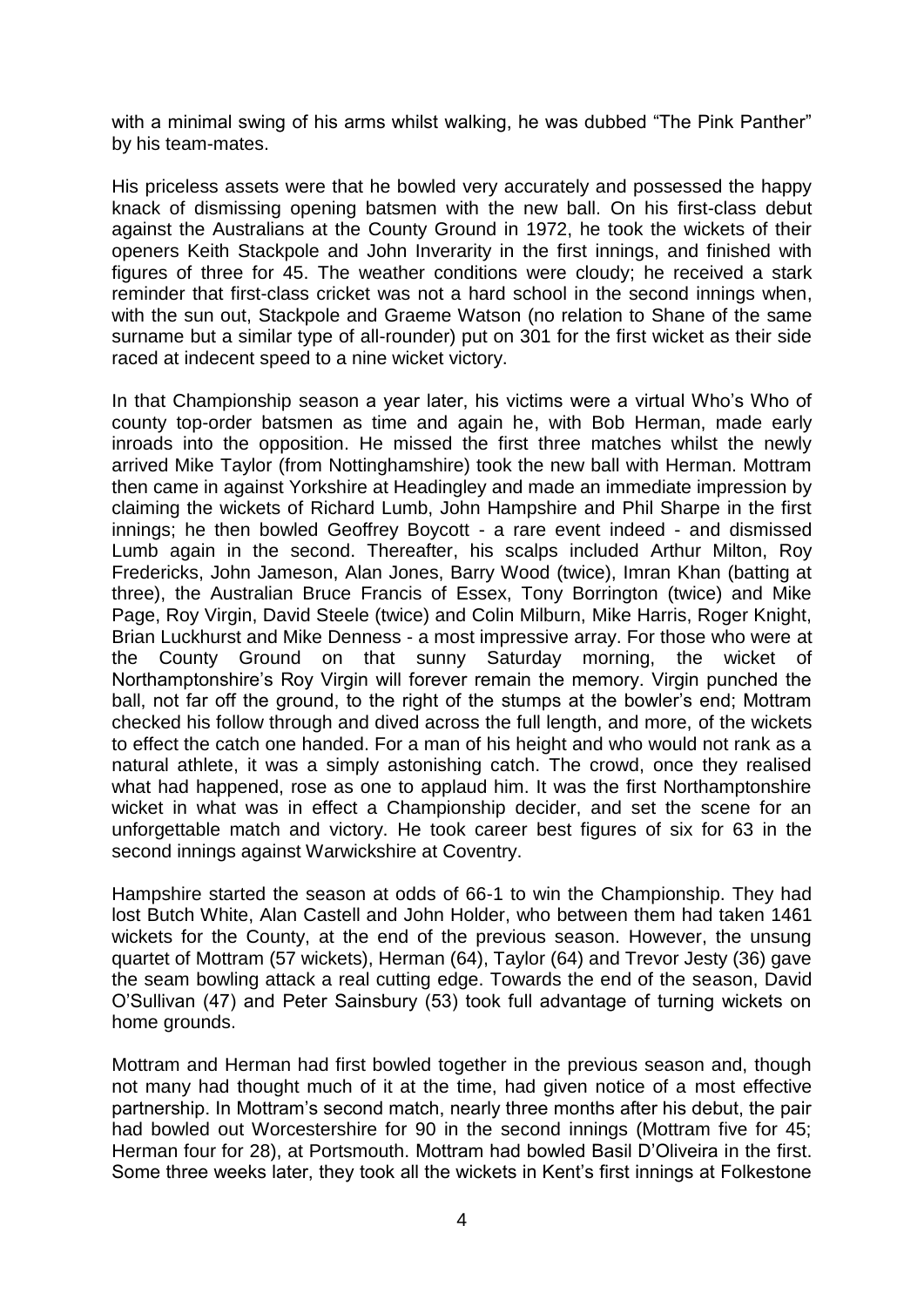with a minimal swing of his arms whilst walking, he was dubbed "The Pink Panther" by his team-mates.

His priceless assets were that he bowled very accurately and possessed the happy knack of dismissing opening batsmen with the new ball. On his first-class debut against the Australians at the County Ground in 1972, he took the wickets of their openers Keith Stackpole and John Inverarity in the first innings, and finished with figures of three for 45. The weather conditions were cloudy; he received a stark reminder that first-class cricket was not a hard school in the second innings when, with the sun out, Stackpole and Graeme Watson (no relation to Shane of the same surname but a similar type of all-rounder) put on 301 for the first wicket as their side raced at indecent speed to a nine wicket victory.

In that Championship season a year later, his victims were a virtual Who's Who of county top-order batsmen as time and again he, with Bob Herman, made early inroads into the opposition. He missed the first three matches whilst the newly arrived Mike Taylor (from Nottinghamshire) took the new ball with Herman. Mottram then came in against Yorkshire at Headingley and made an immediate impression by claiming the wickets of Richard Lumb, John Hampshire and Phil Sharpe in the first innings; he then bowled Geoffrey Boycott - a rare event indeed - and dismissed Lumb again in the second. Thereafter, his scalps included Arthur Milton, Roy Fredericks, John Jameson, Alan Jones, Barry Wood (twice), Imran Khan (batting at three), the Australian Bruce Francis of Essex, Tony Borrington (twice) and Mike Page, Roy Virgin, David Steele (twice) and Colin Milburn, Mike Harris, Roger Knight, Brian Luckhurst and Mike Denness - a most impressive array. For those who were at the County Ground on that sunny Saturday morning, the wicket of Northamptonshire's Roy Virgin will forever remain the memory. Virgin punched the ball, not far off the ground, to the right of the stumps at the bowler's end; Mottram checked his follow through and dived across the full length, and more, of the wickets to effect the catch one handed. For a man of his height and who would not rank as a natural athlete, it was a simply astonishing catch. The crowd, once they realised what had happened, rose as one to applaud him. It was the first Northamptonshire wicket in what was in effect a Championship decider, and set the scene for an unforgettable match and victory. He took career best figures of six for 63 in the second innings against Warwickshire at Coventry.

Hampshire started the season at odds of 66-1 to win the Championship. They had lost Butch White, Alan Castell and John Holder, who between them had taken 1461 wickets for the County, at the end of the previous season. However, the unsung quartet of Mottram (57 wickets), Herman (64), Taylor (64) and Trevor Jesty (36) gave the seam bowling attack a real cutting edge. Towards the end of the season, David O'Sullivan (47) and Peter Sainsbury (53) took full advantage of turning wickets on home grounds.

Mottram and Herman had first bowled together in the previous season and, though not many had thought much of it at the time, had given notice of a most effective partnership. In Mottram's second match, nearly three months after his debut, the pair had bowled out Worcestershire for 90 in the second innings (Mottram five for 45; Herman four for 28), at Portsmouth. Mottram had bowled Basil D'Oliveira in the first. Some three weeks later, they took all the wickets in Kent's first innings at Folkestone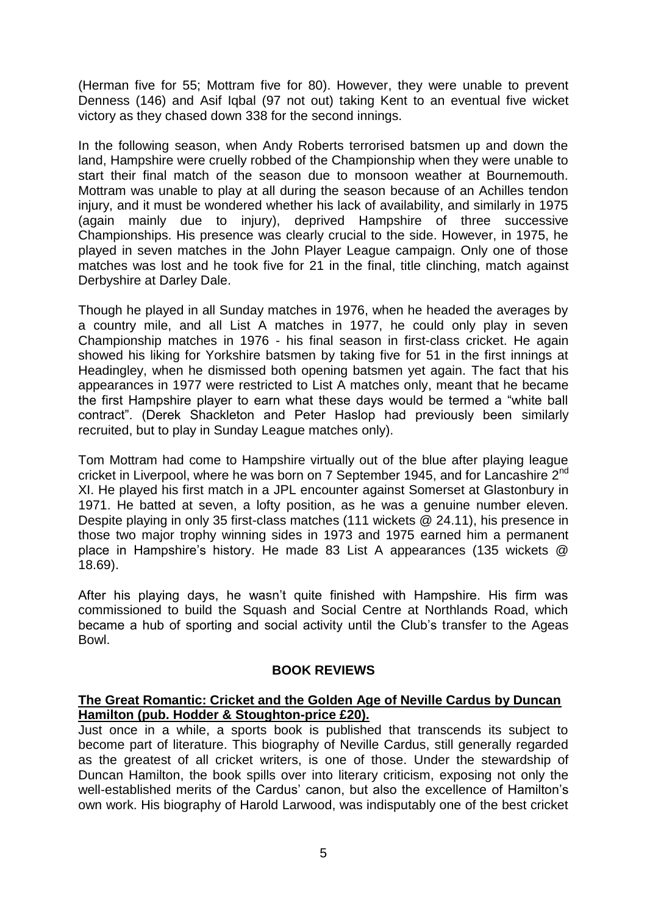(Herman five for 55; Mottram five for 80). However, they were unable to prevent Denness (146) and Asif Iqbal (97 not out) taking Kent to an eventual five wicket victory as they chased down 338 for the second innings.

In the following season, when Andy Roberts terrorised batsmen up and down the land, Hampshire were cruelly robbed of the Championship when they were unable to start their final match of the season due to monsoon weather at Bournemouth. Mottram was unable to play at all during the season because of an Achilles tendon injury, and it must be wondered whether his lack of availability, and similarly in 1975 (again mainly due to injury), deprived Hampshire of three successive Championships. His presence was clearly crucial to the side. However, in 1975, he played in seven matches in the John Player League campaign. Only one of those matches was lost and he took five for 21 in the final, title clinching, match against Derbyshire at Darley Dale.

Though he played in all Sunday matches in 1976, when he headed the averages by a country mile, and all List A matches in 1977, he could only play in seven Championship matches in 1976 - his final season in first-class cricket. He again showed his liking for Yorkshire batsmen by taking five for 51 in the first innings at Headingley, when he dismissed both opening batsmen yet again. The fact that his appearances in 1977 were restricted to List A matches only, meant that he became the first Hampshire player to earn what these days would be termed a "white ball contract". (Derek Shackleton and Peter Haslop had previously been similarly recruited, but to play in Sunday League matches only).

Tom Mottram had come to Hampshire virtually out of the blue after playing league cricket in Liverpool, where he was born on 7 September 1945, and for Lancashire 2nd XI. He played his first match in a JPL encounter against Somerset at Glastonbury in 1971. He batted at seven, a lofty position, as he was a genuine number eleven. Despite playing in only 35 first-class matches (111 wickets @ 24.11), his presence in those two major trophy winning sides in 1973 and 1975 earned him a permanent place in Hampshire's history. He made 83 List A appearances (135 wickets @ 18.69).

After his playing days, he wasn't quite finished with Hampshire. His firm was commissioned to build the Squash and Social Centre at Northlands Road, which became a hub of sporting and social activity until the Club's transfer to the Ageas Bowl.

## BOOK REVIEWS

**The Great Romantic: Cricket and the Golden Age of Neville Cardus by Duncan Hamilton (pub. Hodder & Stoughton-price £20).**

Just once in a while, a sports book is published that transcends its subject to become part of literature. This biography of Neville Cardus, still generally regarded as the greatest of all cricket writers, is one of those. Under the stewardship of Duncan Hamilton, the book spills over into literary criticism, exposing not only the well-established merits of the Cardus' canon, but also the excellence of Hamilton's own work. His biography of Harold Larwood, was indisputably one of the best cricket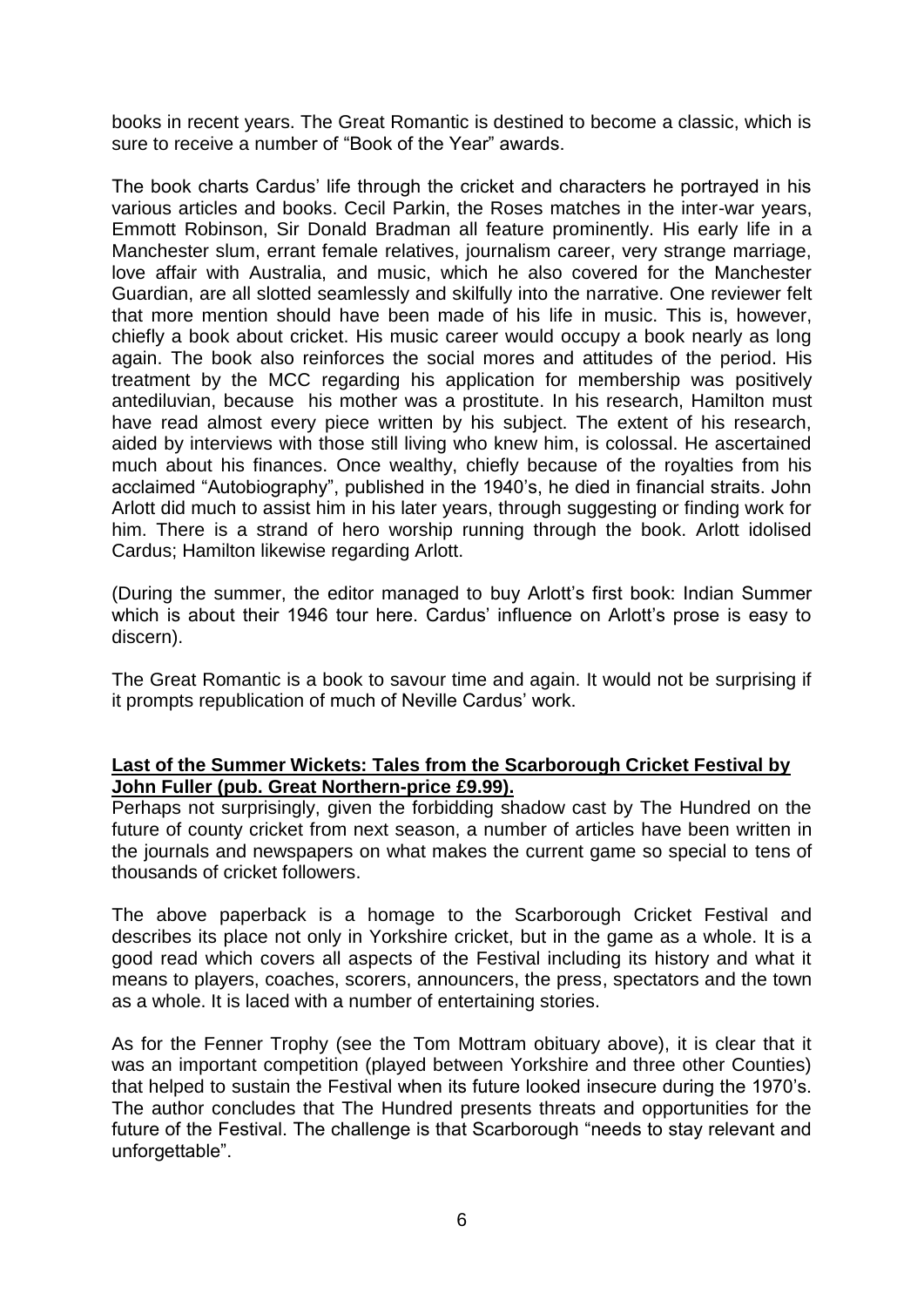books in recent years. The Great Romantic is destined to become a classic, which is sure to receive a number of "Book of the Year" awards.

The book charts Cardus' life through the cricket and characters he portrayed in his various articles and books. Cecil Parkin, the Roses matches in the inter-war years, Emmott Robinson, Sir Donald Bradman all feature prominently. His early life in a Manchester slum, errant female relatives, journalism career, very strange marriage, love affair with Australia, and music, which he also covered for the Manchester Guardian, are all slotted seamlessly and skilfully into the narrative. One reviewer felt that more mention should have been made of his life in music. This is, however, chiefly a book about cricket. His music career would occupy a book nearly as long again. The book also reinforces the social mores and attitudes of the period. His treatment by the MCC regarding his application for membership was positively antediluvian, because his mother was a prostitute. In his research, Hamilton must have read almost every piece written by his subject. The extent of his research, aided by interviews with those still living who knew him, is colossal. He ascertained much about his finances. Once wealthy, chiefly because of the royalties from his acclaimed "Autobiography", published in the 1940's, he died in financial straits. John Arlott did much to assist him in his later years, through suggesting or finding work for him. There is a strand of hero worship running through the book. Arlott idolised Cardus; Hamilton likewise regarding Arlott.

(During the summer, the editor managed to buy Arlott's first book: Indian Summer which is about their 1946 tour here. Cardus' influence on Arlott's prose is easy to discern).

The Great Romantic is a book to savour time and again. It would not be surprising if it prompts republication of much of Neville Cardus' work.

**Last of the Summer Wickets: Tales from the Scarborough Cricket Festival by John Fuller (pub. Great Northern-price £9.99).**

Perhaps not surprisingly, given the forbidding shadow cast by The Hundred on the future of county cricket from next season, a number of articles have been written in the journals and newspapers on what makes the current game so special to tens of thousands of cricket followers.

The above paperback is a homage to the Scarborough Cricket Festival and describes its place not only in Yorkshire cricket, but in the game as a whole. It is a good read which covers all aspects of the Festival including its history and what it means to players, coaches, scorers, announcers, the press, spectators and the town as a whole. It is laced with a number of entertaining stories.

As for the Fenner Trophy (see the Tom Mottram obituary above), it is clear that it was an important competition (played between Yorkshire and three other Counties) that helped to sustain the Festival when its future looked insecure during the 1970's. The author concludes that The Hundred presents threats and opportunities for the future of the Festival. The challenge is that Scarborough "needs to stay relevant and unforgettable".